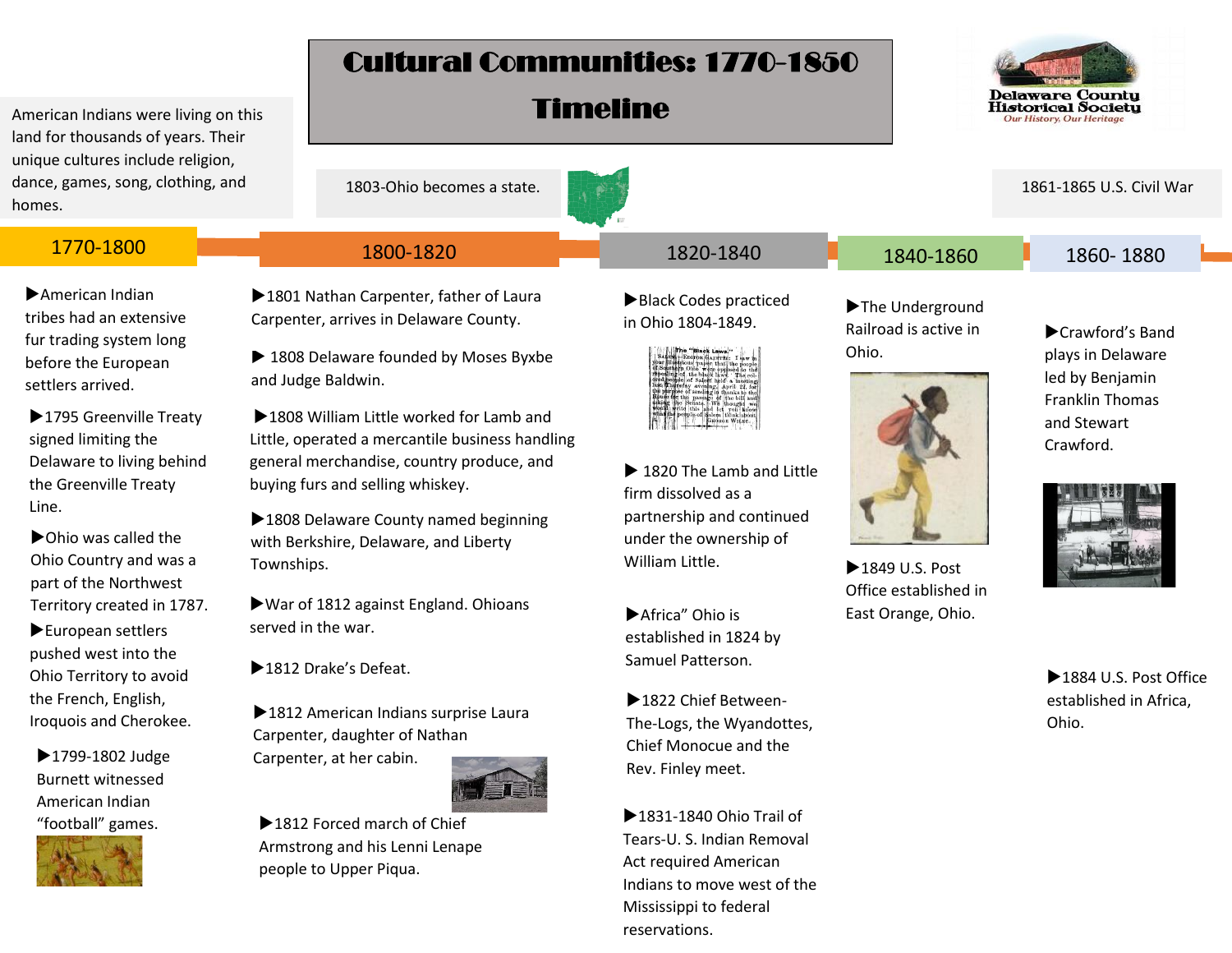# Cultural Communities: 1770-1850 Timeline

Delaware County Historical Society
*Our History, Our Heritage*

American Indians were living on this land for thousands of years. Their unique cultures include religion, dance, games, song, clothing, and homes.

1803-Ohio becomes a state.

1861-1865 U.S. Civil War

## 1770-1800

- ▶American Indian tribes had an extensive fur trading system long before the European settlers arrived.
- ▶1795 Greenville Treaty signed limiting the Delaware to living behind the Greenville Treaty Line.
- ▶Ohio was called the Ohio Country and was a part of the Northwest Territory created in 1787.
- ▶European settlers pushed west into the Ohio Territory to avoid the French, English, Iroquois and Cherokee.
- ▶1799-1802 Judge Burnett witnessed American Indian "football" games.

## 1800-1820

- ▶1801 Nathan Carpenter, father of Laura Carpenter, arrives in Delaware County.
- ▶ 1808 Delaware founded by Moses Byxbe and Judge Baldwin.
- ▶1808 William Little worked for Lamb and Little, operated a mercantile business handling general merchandise, country produce, and buying furs and selling whiskey.
- ▶1808 Delaware County named beginning with Berkshire, Delaware, and Liberty Townships.
- ▶War of 1812 against England. Ohioans served in the war.
- ▶1812 Drake's Defeat.
- ▶1812 American Indians surprise Laura Carpenter, daughter of Nathan Carpenter, at her cabin.
- ▶1812 Forced march of Chief Armstrong and his Lenni Lenape people to Upper Piqua.

## 1820-1840

- ▶Black Codes practiced in Ohio 1804-1849.
- ▶ 1820 The Lamb and Little firm dissolved as a partnership and continued under the ownership of William Little.
- ▶Africa" Ohio is established in 1824 by Samuel Patterson.
- ▶1822 Chief Between-The-Logs, the Wyandottes, Chief Monocue and the Rev. Finley meet.
- ▶1831-1840 Ohio Trail of Tears-U. S. Indian Removal Act required American Indians to move west of the Mississippi to federal reservations.

## 1840-1860

- ▶The Underground Railroad is active in Ohio.
- ▶1849 U.S. Post Office established in East Orange, Ohio.

## 1860- 1880

- ▶Crawford's Band plays in Delaware led by Benjamin Franklin Thomas and Stewart Crawford.
- ▶1884 U.S. Post Office established in Africa, Ohio.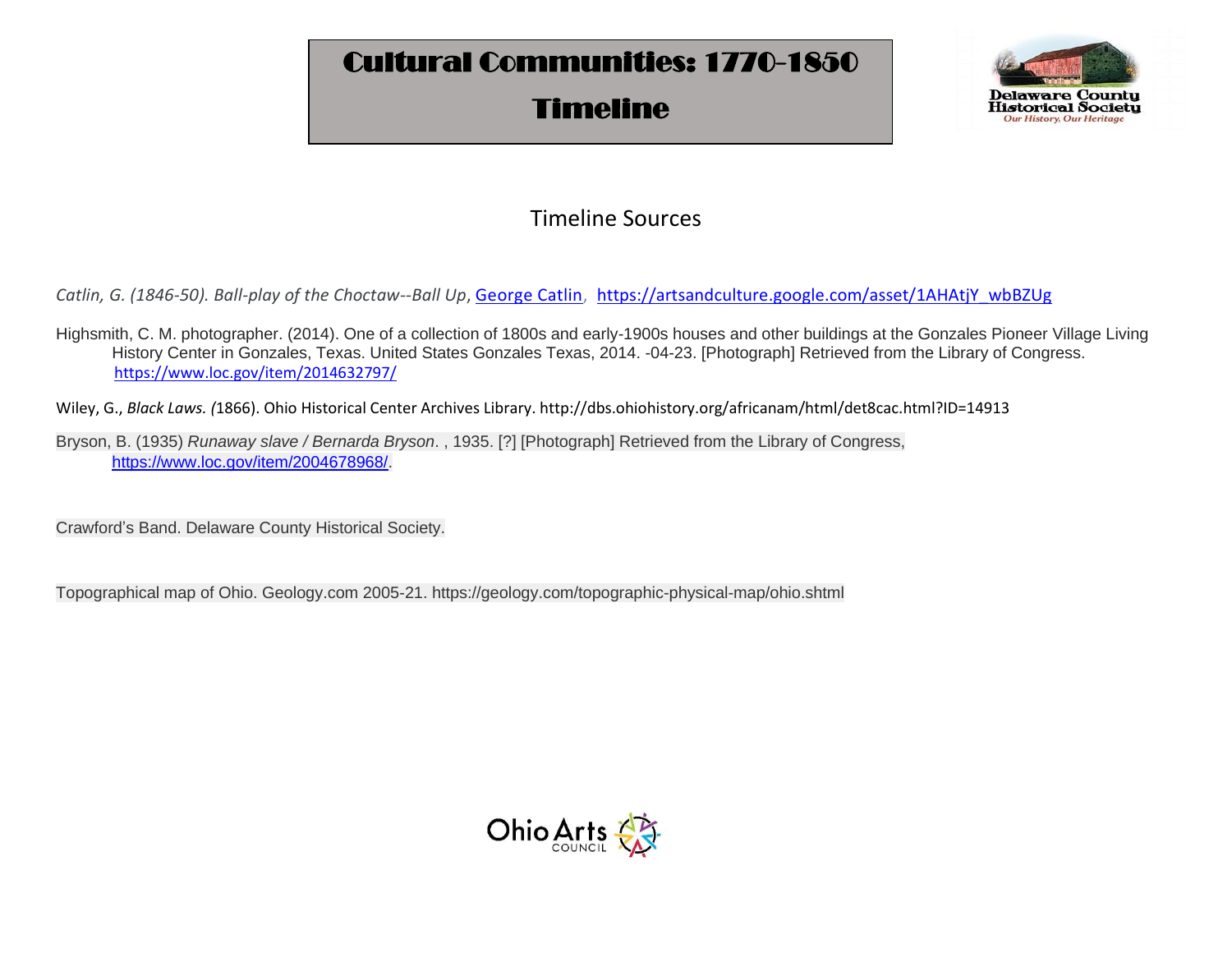# Cultural Communities: 1770-1850

# Timeline

Delaware County Historical Society
Our History, Our Heritage

## Timeline Sources

*Catlin, G. (1846-50). Ball-play of the Choctaw--Ball Up*, George Catlin, https://artsandculture.google.com/asset/1AHAtjY_wbBZUg

Highsmith, C. M. photographer. (2014). One of a collection of 1800s and early-1900s houses and other buildings at the Gonzales Pioneer Village Living History Center in Gonzales, Texas. United States Gonzales Texas, 2014. -04-23. [Photograph] Retrieved from the Library of Congress. https://www.loc.gov/item/2014632797/

Wiley, G., *Black Laws. (*1866). Ohio Historical Center Archives Library. http://dbs.ohiohistory.org/africanam/html/det8cac.html?ID=14913

Bryson, B. (1935) *Runaway slave / Bernarda Bryson*. , 1935. [?] [Photograph] Retrieved from the Library of Congress, https://www.loc.gov/item/2004678968/.

Crawford's Band. Delaware County Historical Society.

Topographical map of Ohio. Geology.com 2005-21. https://geology.com/topographic-physical-map/ohio.shtml

Ohio Arts COUNCIL